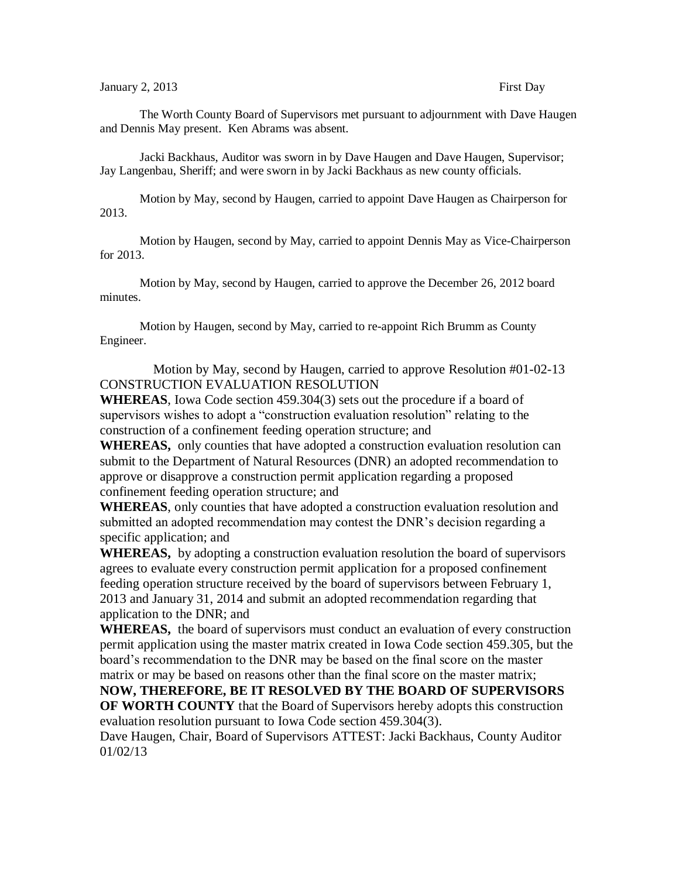January 2, 2013 First Day

The Worth County Board of Supervisors met pursuant to adjournment with Dave Haugen and Dennis May present. Ken Abrams was absent.

Jacki Backhaus, Auditor was sworn in by Dave Haugen and Dave Haugen, Supervisor; Jay Langenbau, Sheriff; and were sworn in by Jacki Backhaus as new county officials.

Motion by May, second by Haugen, carried to appoint Dave Haugen as Chairperson for 2013.

Motion by Haugen, second by May, carried to appoint Dennis May as Vice-Chairperson for 2013.

Motion by May, second by Haugen, carried to approve the December 26, 2012 board minutes.

Motion by Haugen, second by May, carried to re-appoint Rich Brumm as County Engineer.

Motion by May, second by Haugen, carried to approve Resolution #01-02-13
CONSTRUCTION EVALUATION RESOLUTION

**WHEREAS**, Iowa Code section 459.304(3) sets out the procedure if a board of supervisors wishes to adopt a "construction evaluation resolution" relating to the construction of a confinement feeding operation structure; and

**WHEREAS,** only counties that have adopted a construction evaluation resolution can submit to the Department of Natural Resources (DNR) an adopted recommendation to approve or disapprove a construction permit application regarding a proposed confinement feeding operation structure; and

**WHEREAS**, only counties that have adopted a construction evaluation resolution and submitted an adopted recommendation may contest the DNR's decision regarding a specific application; and

**WHEREAS,** by adopting a construction evaluation resolution the board of supervisors agrees to evaluate every construction permit application for a proposed confinement feeding operation structure received by the board of supervisors between February 1, 2013 and January 31, 2014 and submit an adopted recommendation regarding that application to the DNR; and

**WHEREAS,** the board of supervisors must conduct an evaluation of every construction permit application using the master matrix created in Iowa Code section 459.305, but the board's recommendation to the DNR may be based on the final score on the master matrix or may be based on reasons other than the final score on the master matrix;

**NOW, THEREFORE, BE IT RESOLVED BY THE BOARD OF SUPERVISORS OF WORTH COUNTY** that the Board of Supervisors hereby adopts this construction evaluation resolution pursuant to Iowa Code section 459.304(3).

Dave Haugen, Chair, Board of Supervisors ATTEST: Jacki Backhaus, County Auditor
01/02/13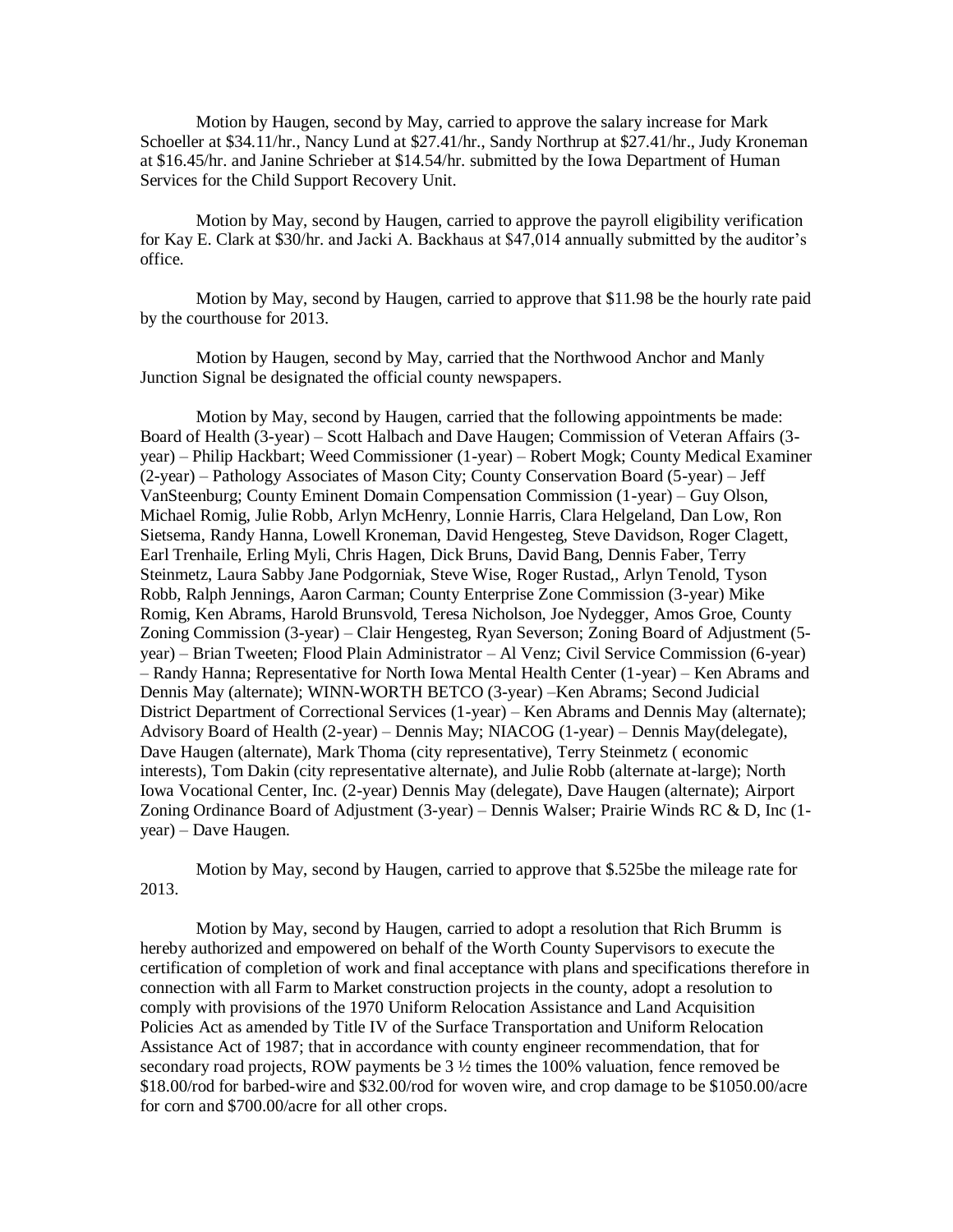Motion by Haugen, second by May, carried to approve the salary increase for Mark Schoeller at $34.11/hr., Nancy Lund at $27.41/hr., Sandy Northrup at $27.41/hr., Judy Kroneman at $16.45/hr. and Janine Schrieber at $14.54/hr. submitted by the Iowa Department of Human Services for the Child Support Recovery Unit.

Motion by May, second by Haugen, carried to approve the payroll eligibility verification for Kay E. Clark at $30/hr. and Jacki A. Backhaus at $47,014 annually submitted by the auditor's office.

Motion by May, second by Haugen, carried to approve that $11.98 be the hourly rate paid by the courthouse for 2013.

Motion by Haugen, second by May, carried that the Northwood Anchor and Manly Junction Signal be designated the official county newspapers.

Motion by May, second by Haugen, carried that the following appointments be made: Board of Health (3-year) – Scott Halbach and Dave Haugen; Commission of Veteran Affairs (3-year) – Philip Hackbart; Weed Commissioner (1-year) – Robert Mogk; County Medical Examiner (2-year) – Pathology Associates of Mason City; County Conservation Board (5-year) – Jeff VanSteenburg; County Eminent Domain Compensation Commission (1-year) – Guy Olson, Michael Romig, Julie Robb, Arlyn McHenry, Lonnie Harris, Clara Helgeland, Dan Low, Ron Sietsema, Randy Hanna, Lowell Kroneman, David Hengesteg, Steve Davidson, Roger Clagett, Earl Trenhaile, Erling Myli, Chris Hagen, Dick Bruns, David Bang, Dennis Faber, Terry Steinmetz, Laura Sabby Jane Podgorniak, Steve Wise, Roger Rustad,, Arlyn Tenold, Tyson Robb, Ralph Jennings, Aaron Carman; County Enterprise Zone Commission (3-year) Mike Romig, Ken Abrams, Harold Brunsvold, Teresa Nicholson, Joe Nydegger, Amos Groe, County Zoning Commission (3-year) – Clair Hengesteg, Ryan Severson; Zoning Board of Adjustment (5-year) – Brian Tweeten; Flood Plain Administrator – Al Venz; Civil Service Commission (6-year) – Randy Hanna; Representative for North Iowa Mental Health Center (1-year) – Ken Abrams and Dennis May (alternate); WINN-WORTH BETCO (3-year) –Ken Abrams; Second Judicial District Department of Correctional Services (1-year) – Ken Abrams and Dennis May (alternate); Advisory Board of Health (2-year) – Dennis May; NIACOG (1-year) – Dennis May(delegate), Dave Haugen (alternate), Mark Thoma (city representative), Terry Steinmetz ( economic interests), Tom Dakin (city representative alternate), and Julie Robb (alternate at-large); North Iowa Vocational Center, Inc. (2-year) Dennis May (delegate), Dave Haugen (alternate); Airport Zoning Ordinance Board of Adjustment (3-year) – Dennis Walser; Prairie Winds RC & D, Inc (1-year) – Dave Haugen.

Motion by May, second by Haugen, carried to approve that $.525be the mileage rate for 2013.

Motion by May, second by Haugen, carried to adopt a resolution that Rich Brumm is hereby authorized and empowered on behalf of the Worth County Supervisors to execute the certification of completion of work and final acceptance with plans and specifications therefore in connection with all Farm to Market construction projects in the county, adopt a resolution to comply with provisions of the 1970 Uniform Relocation Assistance and Land Acquisition Policies Act as amended by Title IV of the Surface Transportation and Uniform Relocation Assistance Act of 1987; that in accordance with county engineer recommendation, that for secondary road projects, ROW payments be 3 ½ times the 100% valuation, fence removed be $18.00/rod for barbed-wire and $32.00/rod for woven wire, and crop damage to be $1050.00/acre for corn and $700.00/acre for all other crops.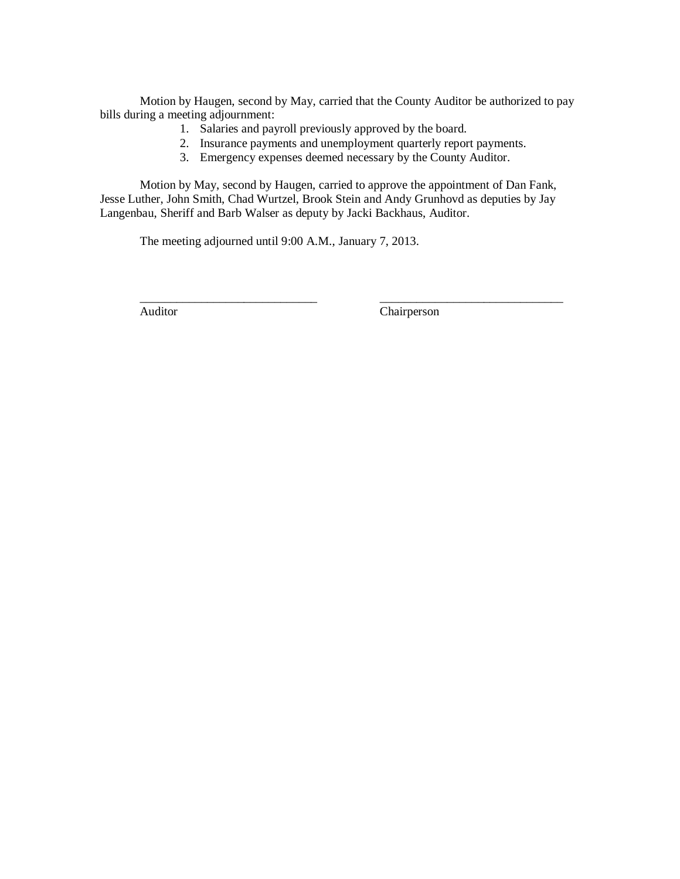Motion by Haugen, second by May, carried that the County Auditor be authorized to pay bills during a meeting adjournment:

1. Salaries and payroll previously approved by the board.
2. Insurance payments and unemployment quarterly report payments.
3. Emergency expenses deemed necessary by the County Auditor.

Motion by May, second by Haugen, carried to approve the appointment of Dan Fank, Jesse Luther, John Smith, Chad Wurtzel, Brook Stein and Andy Grunhovd as deputies by Jay Langenbau, Sheriff and Barb Walser as deputy by Jacki Backhaus, Auditor.

The meeting adjourned until 9:00 A.M., January 7, 2013.

| | |
|---|---|
| _____________________________ | ______________________________ |
| Auditor | Chairperson |